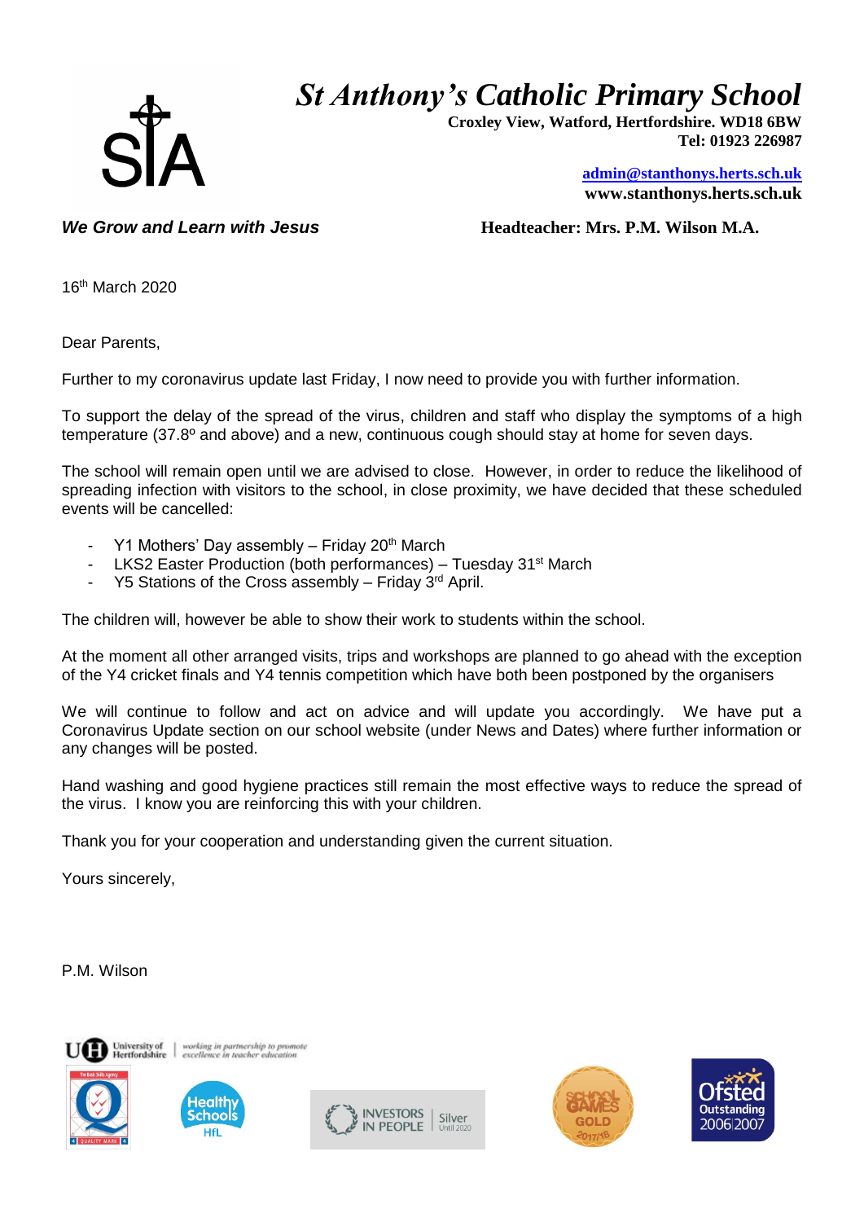# *St Anthony's Catholic Primary School*

**Croxley View, Watford, Hertfordshire. WD18 6BW**
**Tel: 01923 226987**

**admin@stanthonys.herts.sch.uk**
**www.stanthonys.herts.sch.uk**

***We Grow and Learn with Jesus***

**Headteacher: Mrs. P.M. Wilson M.A.**

16th March 2020

Dear Parents,

Further to my coronavirus update last Friday, I now need to provide you with further information.

To support the delay of the spread of the virus, children and staff who display the symptoms of a high temperature (37.8º and above) and a new, continuous cough should stay at home for seven days.

The school will remain open until we are advised to close. However, in order to reduce the likelihood of spreading infection with visitors to the school, in close proximity, we have decided that these scheduled events will be cancelled:

- Y1 Mothers' Day assembly – Friday 20th March
- LKS2 Easter Production (both performances) – Tuesday 31st March
- Y5 Stations of the Cross assembly – Friday 3rd April.

The children will, however be able to show their work to students within the school.

At the moment all other arranged visits, trips and workshops are planned to go ahead with the exception of the Y4 cricket finals and Y4 tennis competition which have both been postponed by the organisers

We will continue to follow and act on advice and will update you accordingly. We have put a Coronavirus Update section on our school website (under News and Dates) where further information or any changes will be posted.

Hand washing and good hygiene practices still remain the most effective ways to reduce the spread of the virus. I know you are reinforcing this with your children.

Thank you for your cooperation and understanding given the current situation.

Yours sincerely,

P.M. Wilson

University of Hertfordshire | working in partnership to promote excellence in teacher education

Healthy Schools HfL

INVESTORS IN PEOPLE | Silver Until 2020

School Games Gold 2017/18

Ofsted Outstanding 2006|2007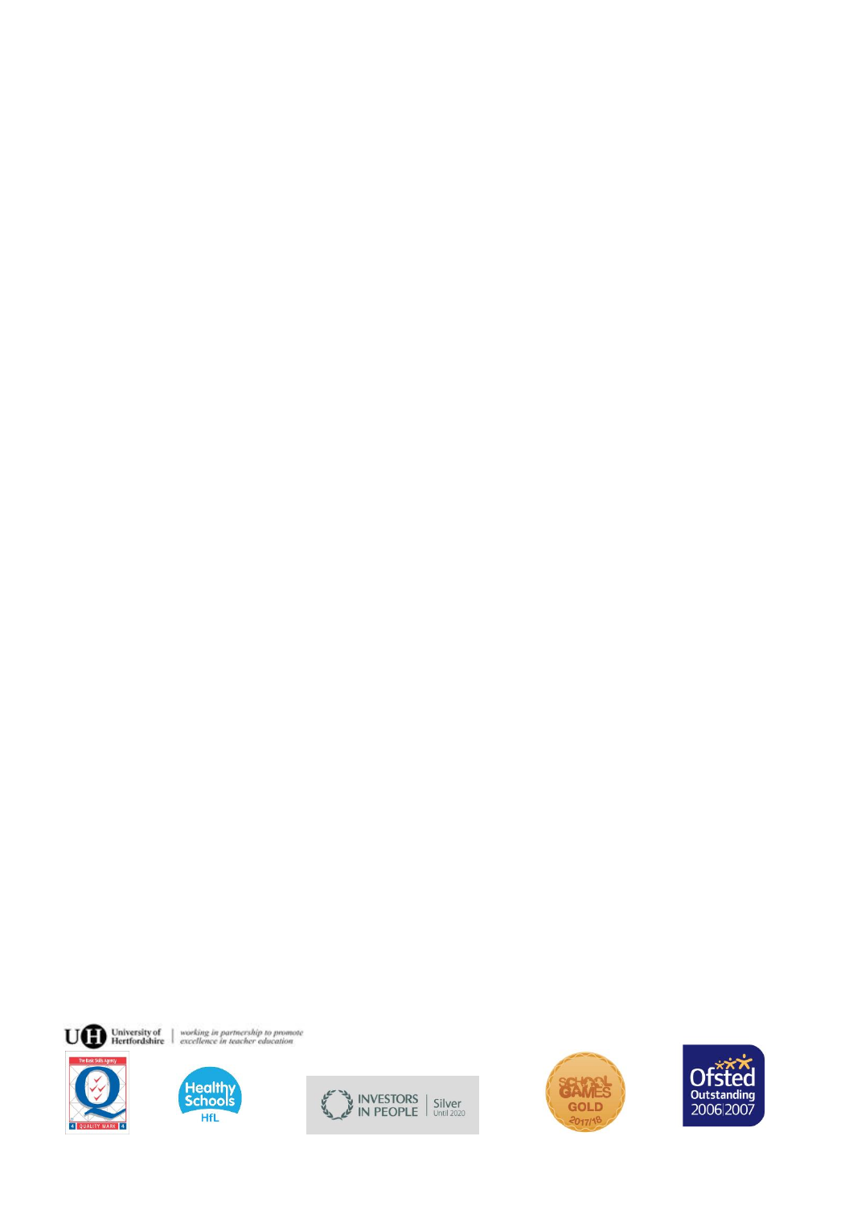University of Hertfordshire | working in partnership to promote excellence in teacher education

The Basic Skills Agency QUALITY MARK

Healthy Schools HfL

INVESTORS IN PEOPLE | Silver Until 2020

SCHOOL GAMES GOLD 2017/18

Ofsted Outstanding 2006|2007